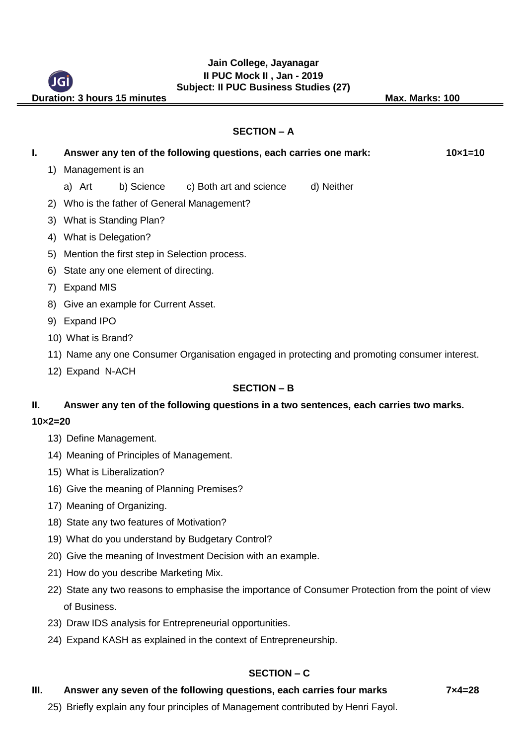**Jain College, Jayanagar**
**II PUC Mock II , Jan - 2019**
**Subject: II PUC Business Studies (27)**

**Duration: 3 hours 15 minutes** **Max. Marks: 100**

## SECTION – A

**I. Answer any ten of the following questions, each carries one mark: 10×1=10**

1) Management is an
   a) Art b) Science c) Both art and science d) Neither
2) Who is the father of General Management?
3) What is Standing Plan?
4) What is Delegation?
5) Mention the first step in Selection process.
6) State any one element of directing.
7) Expand MIS
8) Give an example for Current Asset.
9) Expand IPO
10) What is Brand?
11) Name any one Consumer Organisation engaged in protecting and promoting consumer interest.
12) Expand N-ACH

## SECTION – B

**II. Answer any ten of the following questions in a two sentences, each carries two marks. 10×2=20**

13) Define Management.
14) Meaning of Principles of Management.
15) What is Liberalization?
16) Give the meaning of Planning Premises?
17) Meaning of Organizing.
18) State any two features of Motivation?
19) What do you understand by Budgetary Control?
20) Give the meaning of Investment Decision with an example.
21) How do you describe Marketing Mix.
22) State any two reasons to emphasise the importance of Consumer Protection from the point of view of Business.
23) Draw IDS analysis for Entrepreneurial opportunities.
24) Expand KASH as explained in the context of Entrepreneurship.

## SECTION – C

**III. Answer any seven of the following questions, each carries four marks 7×4=28**

25) Briefly explain any four principles of Management contributed by Henri Fayol.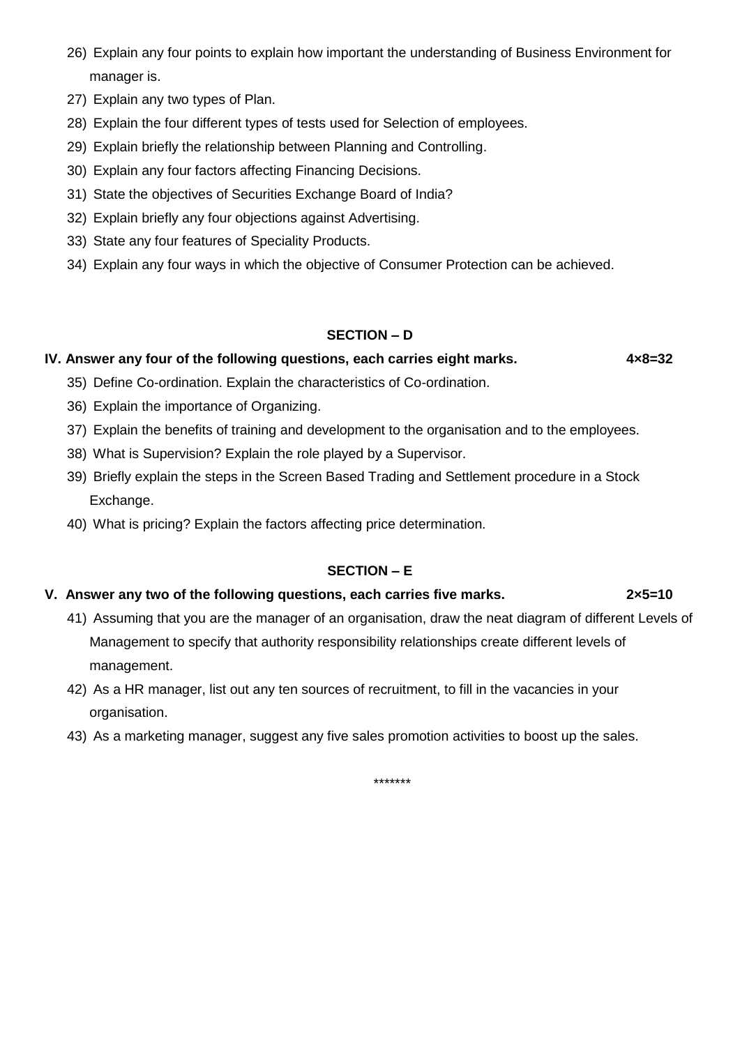26) Explain any four points to explain how important the understanding of Business Environment for manager is.

27) Explain any two types of Plan.

28) Explain the four different types of tests used for Selection of employees.

29) Explain briefly the relationship between Planning and Controlling.

30) Explain any four factors affecting Financing Decisions.

31) State the objectives of Securities Exchange Board of India?

32) Explain briefly any four objections against Advertising.

33) State any four features of Speciality Products.

34) Explain any four ways in which the objective of Consumer Protection can be achieved.

## SECTION – D

**IV. Answer any four of the following questions, each carries eight marks. 4×8=32**

35) Define Co-ordination. Explain the characteristics of Co-ordination.

36) Explain the importance of Organizing.

37) Explain the benefits of training and development to the organisation and to the employees.

38) What is Supervision? Explain the role played by a Supervisor.

39) Briefly explain the steps in the Screen Based Trading and Settlement procedure in a Stock Exchange.

40) What is pricing? Explain the factors affecting price determination.

## SECTION – E

**V. Answer any two of the following questions, each carries five marks. 2×5=10**

41) Assuming that you are the manager of an organisation, draw the neat diagram of different Levels of Management to specify that authority responsibility relationships create different levels of management.

42) As a HR manager, list out any ten sources of recruitment, to fill in the vacancies in your organisation.

43) As a marketing manager, suggest any five sales promotion activities to boost up the sales.

*******